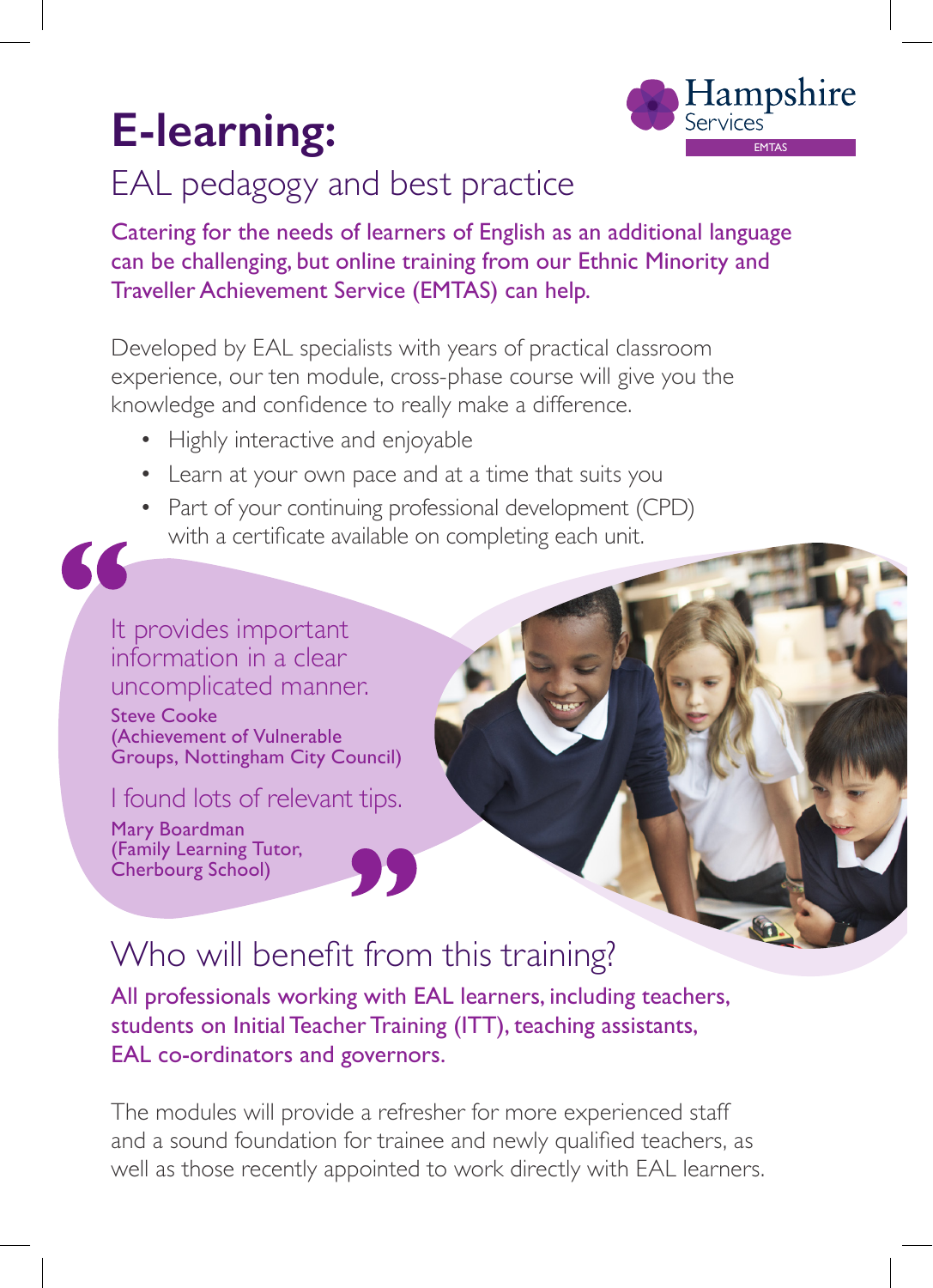Hampshire Services
EMTAS

# E-learning:

## EAL pedagogy and best practice

Catering for the needs of learners of English as an additional language can be challenging, but online training from our Ethnic Minority and Traveller Achievement Service (EMTAS) can help.

Developed by EAL specialists with years of practical classroom experience, our ten module, cross-phase course will give you the knowledge and confidence to really make a difference.

- Highly interactive and enjoyable
- Learn at your own pace and at a time that suits you
- Part of your continuing professional development (CPD) with a certificate available on completing each unit.

> "It provides important information in a clear uncomplicated manner.
>
> **Steve Cooke (Achievement of Vulnerable Groups, Nottingham City Council)**
>
> I found lots of relevant tips.
>
> **Mary Boardman (Family Learning Tutor, Cherbourg School)**"

## Who will benefit from this training?

All professionals working with EAL learners, including teachers, students on Initial Teacher Training (ITT), teaching assistants, EAL co-ordinators and governors.

The modules will provide a refresher for more experienced staff and a sound foundation for trainee and newly qualified teachers, as well as those recently appointed to work directly with EAL learners.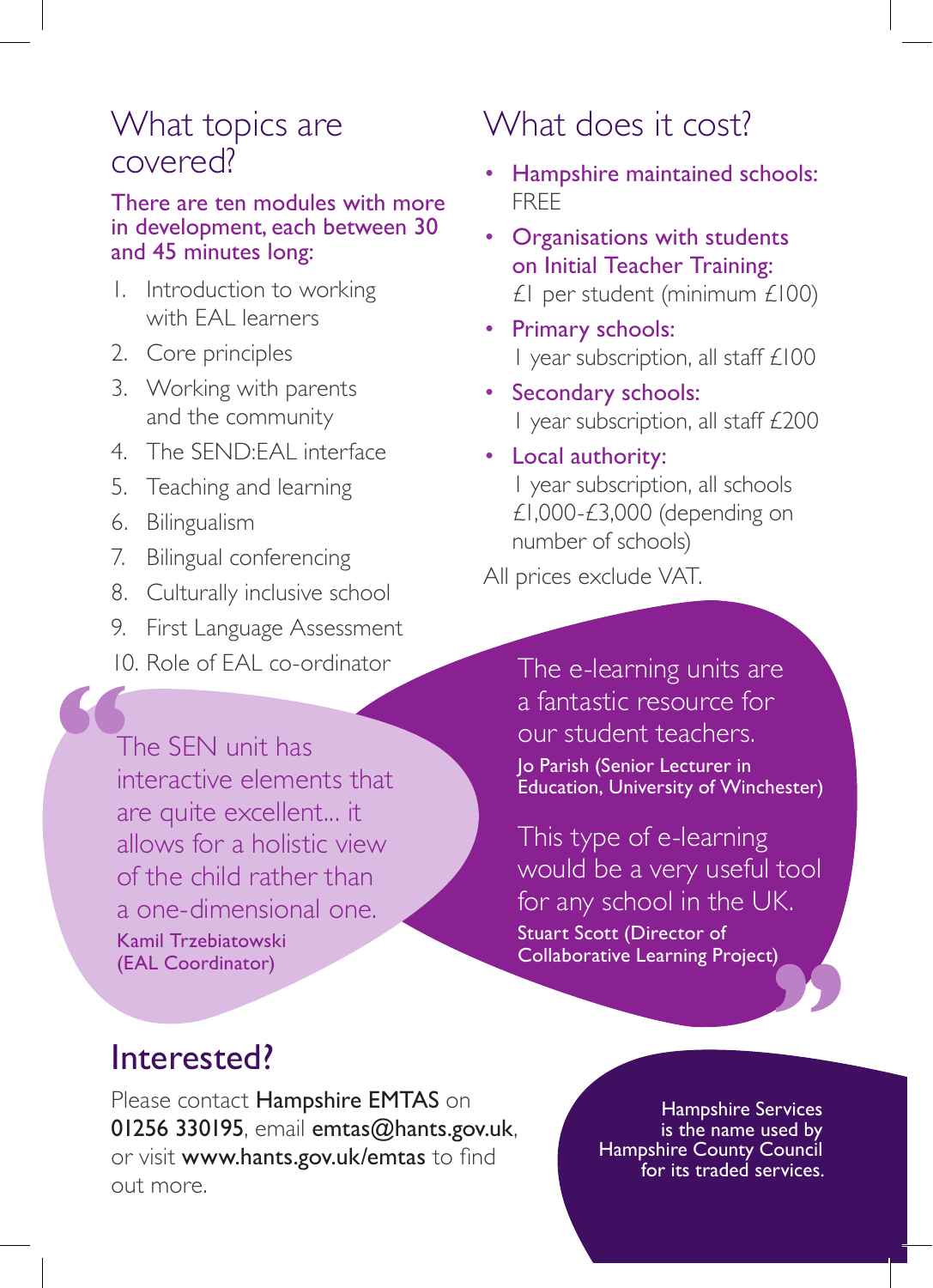## What topics are covered?

**There are ten modules with more in development, each between 30 and 45 minutes long:**

1. Introduction to working with EAL learners
2. Core principles
3. Working with parents and the community
4. The SEND:EAL interface
5. Teaching and learning
6. Bilingualism
7. Bilingual conferencing
8. Culturally inclusive school
9. First Language Assessment
10. Role of EAL co-ordinator

## What does it cost?

- **Hampshire maintained schools:** FREE
- **Organisations with students on Initial Teacher Training:** £1 per student (minimum £100)
- **Primary schools:** 1 year subscription, all staff £100
- **Secondary schools:** 1 year subscription, all staff £200
- **Local authority:** 1 year subscription, all schools £1,000-£3,000 (depending on number of schools)

All prices exclude VAT.

> "The SEN unit has interactive elements that are quite excellent... it allows for a holistic view of the child rather than a one-dimensional one.
>
> **Kamil Trzebiatowski (EAL Coordinator)**

> The e-learning units are a fantastic resource for our student teachers.
>
> **Jo Parish (Senior Lecturer in Education, University of Winchester)**

> This type of e-learning would be a very useful tool for any school in the UK.
>
> **Stuart Scott (Director of Collaborative Learning Project)**"

## Interested?

Please contact **Hampshire EMTAS** on **01256 330195**, email **emtas@hants.gov.uk**, or visit **www.hants.gov.uk/emtas** to find out more.

Hampshire Services is the name used by Hampshire County Council for its traded services.